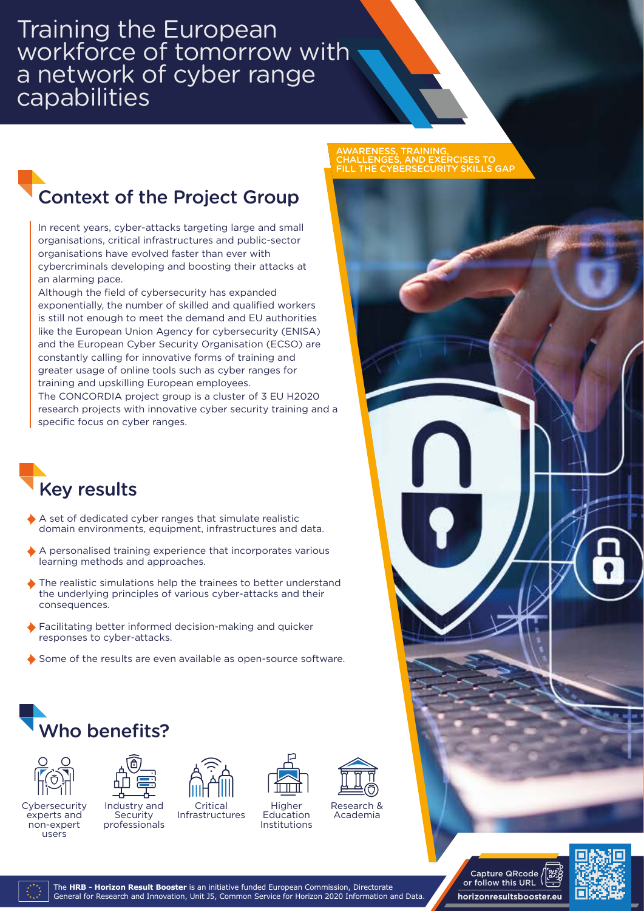# Training the European workforce of tomorrow with a network of cyber range capabilities

AWARENESS, TRAINING, CHALLENGES, AND EXERCISES TO FILL THE CYBERSECURITY SKILLS GAP

## Context of the Project Group

In recent years, cyber-attacks targeting large and small organisations, critical infrastructures and public-sector organisations have evolved faster than ever with cybercriminals developing and boosting their attacks at an alarming pace.

Although the field of cybersecurity has expanded exponentially, the number of skilled and qualified workers is still not enough to meet the demand and EU authorities like the European Union Agency for cybersecurity (ENISA) and the European Cyber Security Organisation (ECSO) are constantly calling for innovative forms of training and greater usage of online tools such as cyber ranges for training and upskilling European employees.

The CONCORDIA project group is a cluster of 3 EU H2020 research projects with innovative cyber security training and a specific focus on cyber ranges.

## Key results

- A set of dedicated cyber ranges that simulate realistic domain environments, equipment, infrastructures and data.
- A personalised training experience that incorporates various learning methods and approaches.
- The realistic simulations help the trainees to better understand the underlying principles of various cyber-attacks and their consequences.
- Facilitating better informed decision-making and quicker responses to cyber-attacks.
- Some of the results are even available as open-source software.

## Who benefits?

- Cybersecurity experts and non-expert users
- Industry and Security professionals
- Critical Infrastructures
- Higher Education Institutions
- Research & Academia

The **HRB - Horizon Result Booster** is an initiative funded European Commission, Directorate General for Research and Innovation, Unit J5, Common Service for Horizon 2020 Information and Data.

Capture QRcode or follow this URL

**horizonresultsbooster.eu**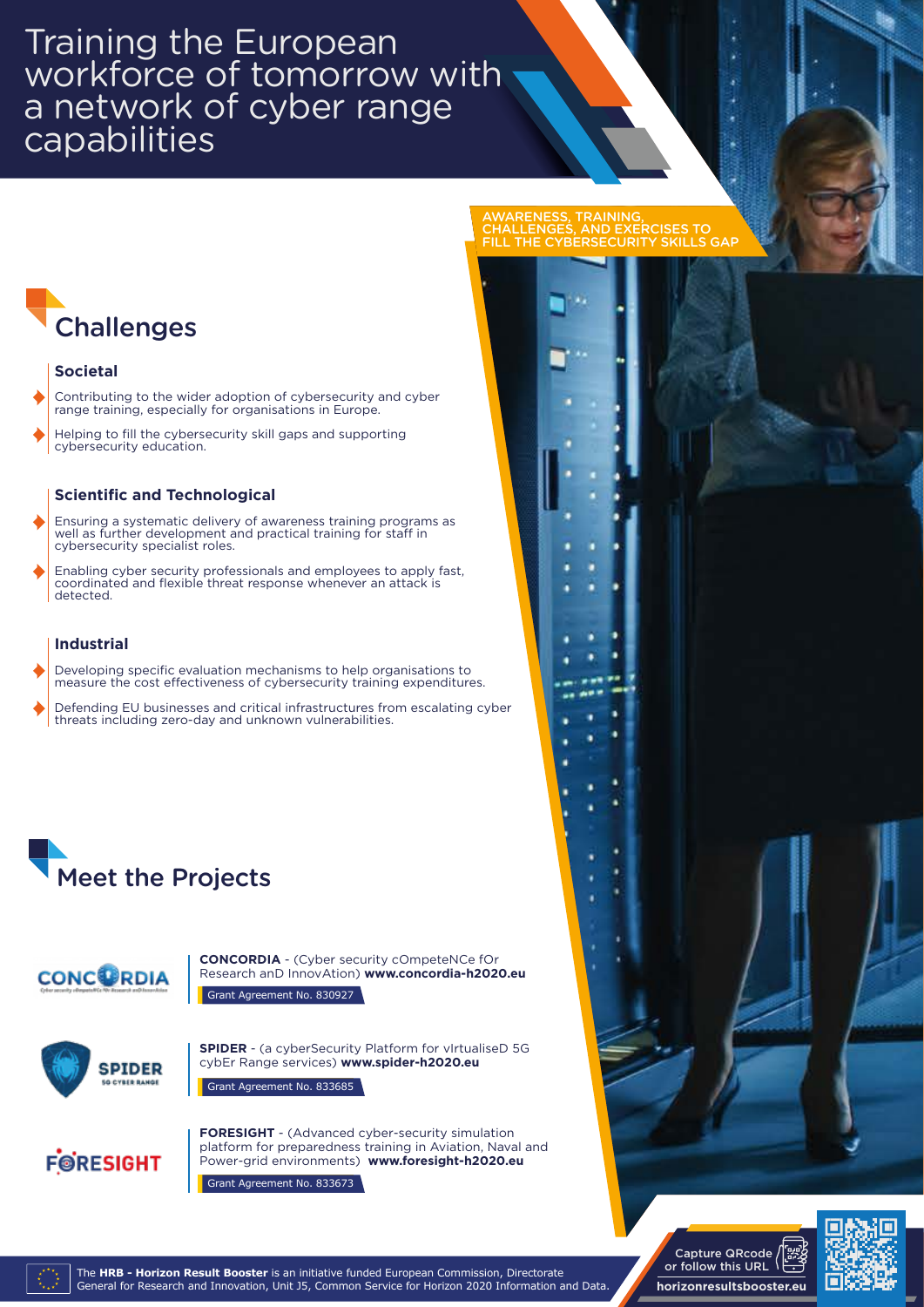# Training the European workforce of tomorrow with a network of cyber range capabilities

AWARENESS, TRAINING, CHALLENGES, AND EXERCISES TO FILL THE CYBERSECURITY SKILLS GAP

## Challenges

### Societal

- Contributing to the wider adoption of cybersecurity and cyber range training, especially for organisations in Europe.
- Helping to fill the cybersecurity skill gaps and supporting cybersecurity education.

### Scientific and Technological

- Ensuring a systematic delivery of awareness training programs as well as further development and practical training for staff in cybersecurity specialist roles.
- Enabling cyber security professionals and employees to apply fast, coordinated and flexible threat response whenever an attack is detected.

### Industrial

- Developing specific evaluation mechanisms to help organisations to measure the cost effectiveness of cybersecurity training expenditures.
- Defending EU businesses and critical infrastructures from escalating cyber threats including zero-day and unknown vulnerabilities.

## Meet the Projects

**CONCORDIA** - (Cyber security cOmpeteNCe fOr Research anD InnovAtion) **www.concordia-h2020.eu**

Grant Agreement No. 830927

**SPIDER** - (a cyberSecurity Platform for vIrtualiseD 5G cybEr Range services) **www.spider-h2020.eu**

Grant Agreement No. 833685

**FORESIGHT** - (Advanced cyber-security simulation platform for preparedness training in Aviation, Naval and Power-grid environments) **www.foresight-h2020.eu**

Grant Agreement No. 833673

The **HRB - Horizon Result Booster** is an initiative funded European Commission, Directorate General for Research and Innovation, Unit J5, Common Service for Horizon 2020 Information and Data.

Capture QRcode or follow this URL

**horizonresultsbooster.eu**